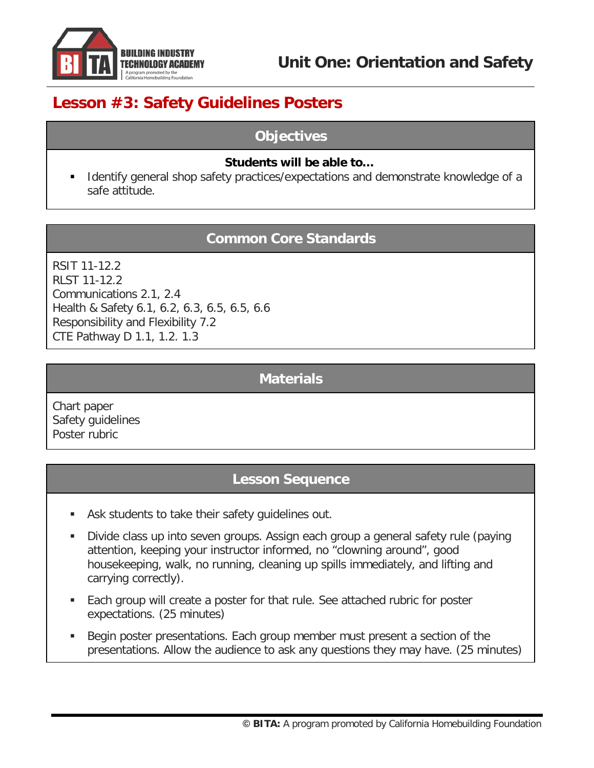# Unit One: Orientation and Safety

## Lesson #3: Safety Guidelines Posters

### Objectives

**Students will be able to…**

- Identify general shop safety practices/expectations and demonstrate knowledge of a safe attitude.

### Common Core Standards

RSIT 11-12.2
RLST 11-12.2
Communications 2.1, 2.4
Health & Safety 6.1, 6.2, 6.3, 6.5, 6.5, 6.6
Responsibility and Flexibility 7.2
CTE Pathway D 1.1, 1.2. 1.3

### Materials

Chart paper
Safety guidelines
Poster rubric

### Lesson Sequence

- Ask students to take their safety guidelines out.
- Divide class up into seven groups. Assign each group a general safety rule (paying attention, keeping your instructor informed, no "clowning around", good housekeeping, walk, no running, cleaning up spills immediately, and lifting and carrying correctly).
- Each group will create a poster for that rule. See attached rubric for poster expectations. (25 minutes)
- Begin poster presentations. Each group member must present a section of the presentations. Allow the audience to ask any questions they may have. (25 minutes)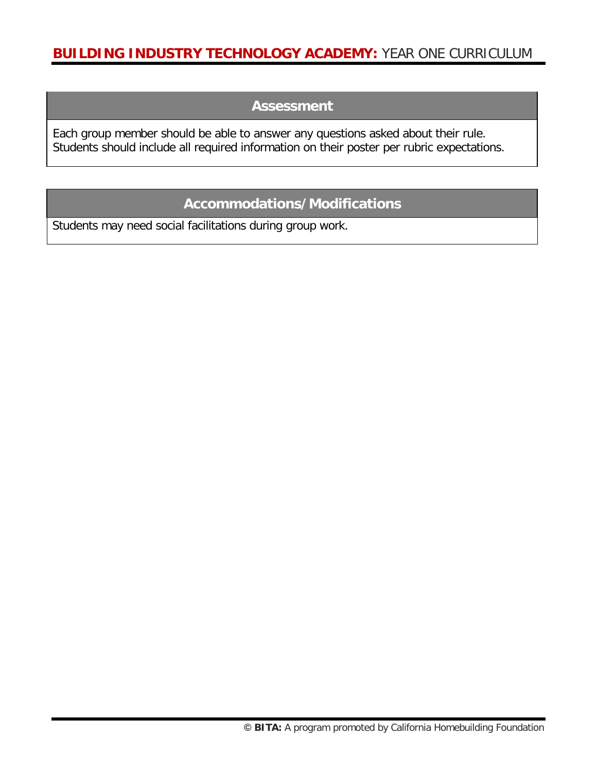## Assessment

Each group member should be able to answer any questions asked about their rule. Students should include all required information on their poster per rubric expectations.

## Accommodations/Modifications

Students may need social facilitations during group work.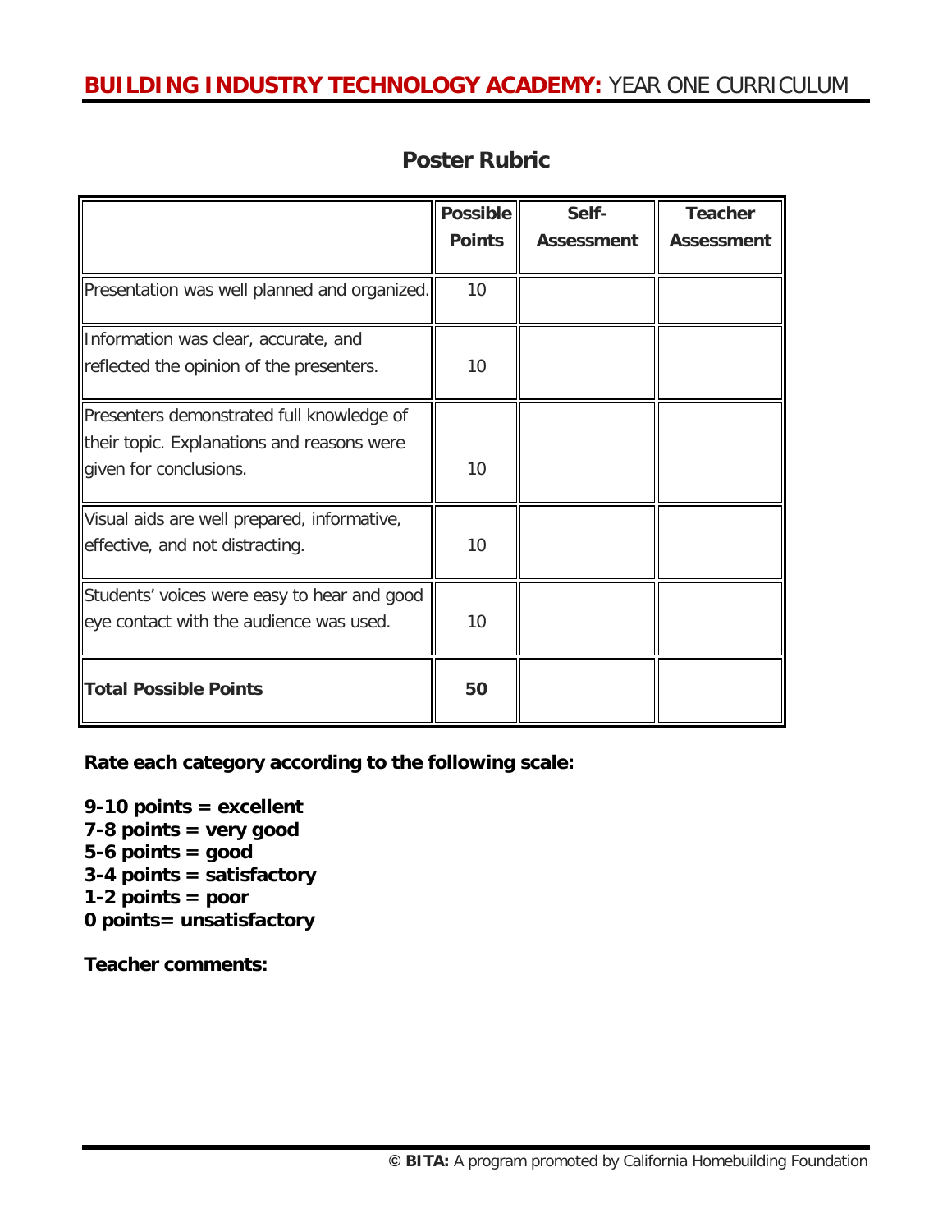## Poster Rubric

| | Possible Points | Self-Assessment | Teacher Assessment |
|---|---|---|---|
| Presentation was well planned and organized. | 10 | | |
| Information was clear, accurate, and reflected the opinion of the presenters. | 10 | | |
| Presenters demonstrated full knowledge of their topic. Explanations and reasons were given for conclusions. | 10 | | |
| Visual aids are well prepared, informative, effective, and not distracting. | 10 | | |
| Students' voices were easy to hear and good eye contact with the audience was used. | 10 | | |
| **Total Possible Points** | **50** | | |

**Rate each category according to the following scale:**

**9-10 points = excellent**
**7-8 points = very good**
**5-6 points = good**
**3-4 points = satisfactory**
**1-2 points = poor**
**0 points= unsatisfactory**

**Teacher comments:**